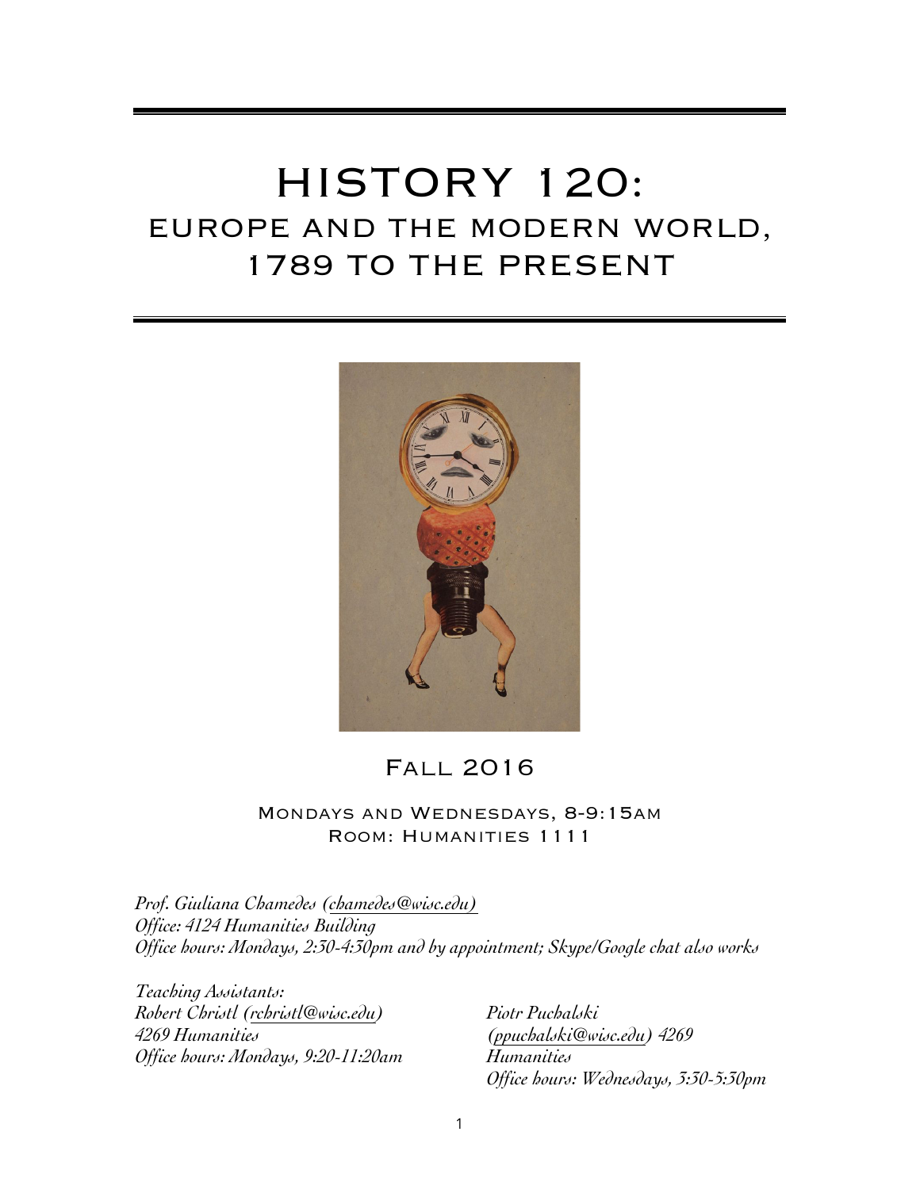# HISTORY 120:
## EUROPE AND THE MODERN WORLD, 1789 TO THE PRESENT

FALL 2016

MONDAYS AND WEDNESDAYS, 8-9:15AM
ROOM: HUMANITIES 1111

*Prof. Giuliana Chamedes (chamedes@wisc.edu)*
*Office: 4124 Humanities Building*
*Office hours: Mondays, 2:30-4:30pm and by appointment; Skype/Google chat also works*

*Teaching Assistants:*

*Robert Christl (rchristl@wisc.edu)*
*4269 Humanities*
*Office hours: Mondays, 9:20-11:20am*

*Piotr Puchalski (ppuchalski@wisc.edu) 4269 Humanities*
*Office hours: Wednesdays, 3:30-5:30pm*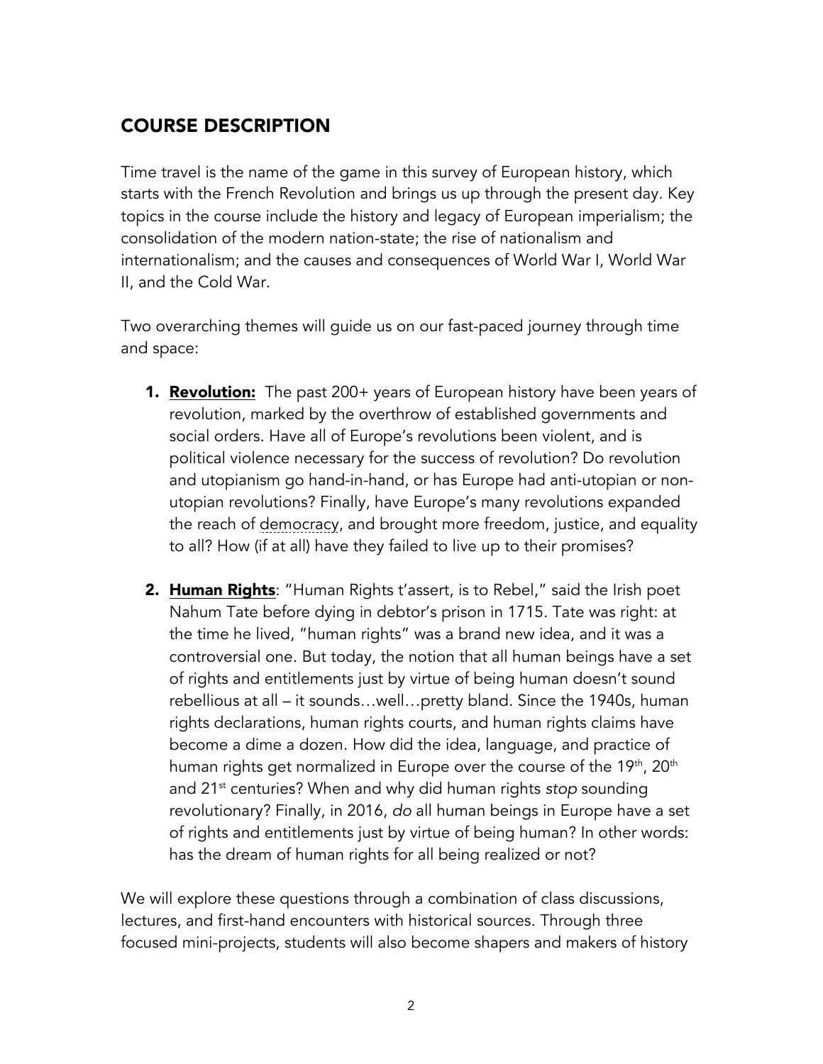## COURSE DESCRIPTION

Time travel is the name of the game in this survey of European history, which starts with the French Revolution and brings us up through the present day. Key topics in the course include the history and legacy of European imperialism; the consolidation of the modern nation-state; the rise of nationalism and internationalism; and the causes and consequences of World War I, World War II, and the Cold War.

Two overarching themes will guide us on our fast-paced journey through time and space:

1. **Revolution:** The past 200+ years of European history have been years of revolution, marked by the overthrow of established governments and social orders. Have all of Europe's revolutions been violent, and is political violence necessary for the success of revolution? Do revolution and utopianism go hand-in-hand, or has Europe had anti-utopian or non-utopian revolutions? Finally, have Europe's many revolutions expanded the reach of democracy, and brought more freedom, justice, and equality to all? How (if at all) have they failed to live up to their promises?

2. **Human Rights**: "Human Rights t'assert, is to Rebel," said the Irish poet Nahum Tate before dying in debtor's prison in 1715. Tate was right: at the time he lived, "human rights" was a brand new idea, and it was a controversial one. But today, the notion that all human beings have a set of rights and entitlements just by virtue of being human doesn't sound rebellious at all – it sounds…well…pretty bland. Since the 1940s, human rights declarations, human rights courts, and human rights claims have become a dime a dozen. How did the idea, language, and practice of human rights get normalized in Europe over the course of the 19th, 20th and 21st centuries? When and why did human rights *stop* sounding revolutionary? Finally, in 2016, *do* all human beings in Europe have a set of rights and entitlements just by virtue of being human? In other words: has the dream of human rights for all being realized or not?

We will explore these questions through a combination of class discussions, lectures, and first-hand encounters with historical sources. Through three focused mini-projects, students will also become shapers and makers of history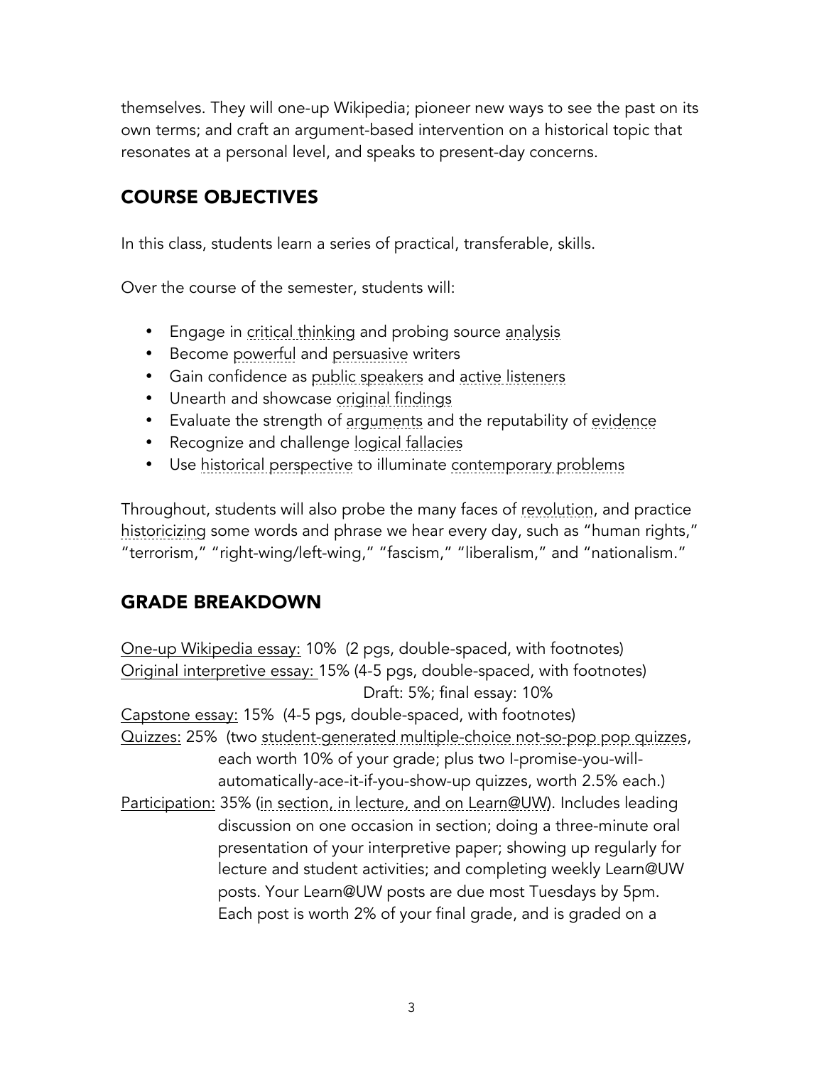themselves. They will one-up Wikipedia; pioneer new ways to see the past on its own terms; and craft an argument-based intervention on a historical topic that resonates at a personal level, and speaks to present-day concerns.

## COURSE OBJECTIVES

In this class, students learn a series of practical, transferable, skills.

Over the course of the semester, students will:

- Engage in critical thinking and probing source analysis
- Become powerful and persuasive writers
- Gain confidence as public speakers and active listeners
- Unearth and showcase original findings
- Evaluate the strength of arguments and the reputability of evidence
- Recognize and challenge logical fallacies
- Use historical perspective to illuminate contemporary problems

Throughout, students will also probe the many faces of revolution, and practice historicizing some words and phrase we hear every day, such as "human rights," "terrorism," "right-wing/left-wing," "fascism," "liberalism," and "nationalism."

## GRADE BREAKDOWN

One-up Wikipedia essay: 10% (2 pgs, double-spaced, with footnotes)
Original interpretive essay: 15% (4-5 pgs, double-spaced, with footnotes)
Draft: 5%; final essay: 10%
Capstone essay: 15% (4-5 pgs, double-spaced, with footnotes)
Quizzes: 25% (two student-generated multiple-choice not-so-pop pop quizzes, each worth 10% of your grade; plus two I-promise-you-will-automatically-ace-it-if-you-show-up quizzes, worth 2.5% each.)
Participation: 35% (in section, in lecture, and on Learn@UW). Includes leading discussion on one occasion in section; doing a three-minute oral presentation of your interpretive paper; showing up regularly for lecture and student activities; and completing weekly Learn@UW posts. Your Learn@UW posts are due most Tuesdays by 5pm. Each post is worth 2% of your final grade, and is graded on a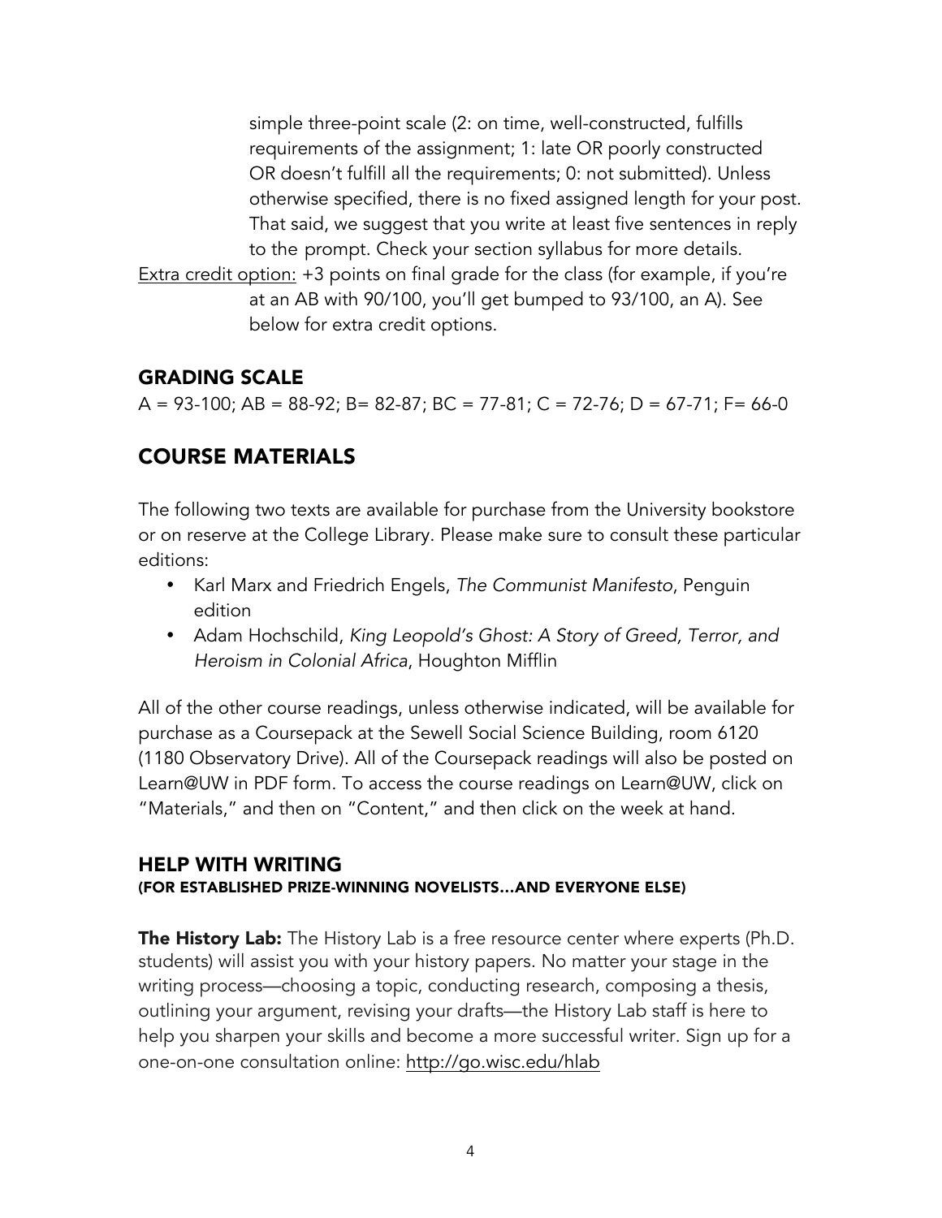simple three-point scale (2: on time, well-constructed, fulfills requirements of the assignment; 1: late OR poorly constructed OR doesn't fulfill all the requirements; 0: not submitted). Unless otherwise specified, there is no fixed assigned length for your post. That said, we suggest that you write at least five sentences in reply to the prompt. Check your section syllabus for more details.

Extra credit option: +3 points on final grade for the class (for example, if you're at an AB with 90/100, you'll get bumped to 93/100, an A). See below for extra credit options.

### GRADING SCALE

A = 93-100; AB = 88-92; B= 82-87; BC = 77-81; C = 72-76; D = 67-71; F= 66-0

## COURSE MATERIALS

The following two texts are available for purchase from the University bookstore or on reserve at the College Library. Please make sure to consult these particular editions:

- Karl Marx and Friedrich Engels, *The Communist Manifesto*, Penguin edition
- Adam Hochschild, *King Leopold's Ghost: A Story of Greed, Terror, and Heroism in Colonial Africa*, Houghton Mifflin

All of the other course readings, unless otherwise indicated, will be available for purchase as a Coursepack at the Sewell Social Science Building, room 6120 (1180 Observatory Drive). All of the Coursepack readings will also be posted on Learn@UW in PDF form. To access the course readings on Learn@UW, click on "Materials," and then on "Content," and then click on the week at hand.

### HELP WITH WRITING
#### (FOR ESTABLISHED PRIZE-WINNING NOVELISTS…AND EVERYONE ELSE)

**The History Lab:** The History Lab is a free resource center where experts (Ph.D. students) will assist you with your history papers. No matter your stage in the writing process—choosing a topic, conducting research, composing a thesis, outlining your argument, revising your drafts—the History Lab staff is here to help you sharpen your skills and become a more successful writer. Sign up for a one-on-one consultation online: http://go.wisc.edu/hlab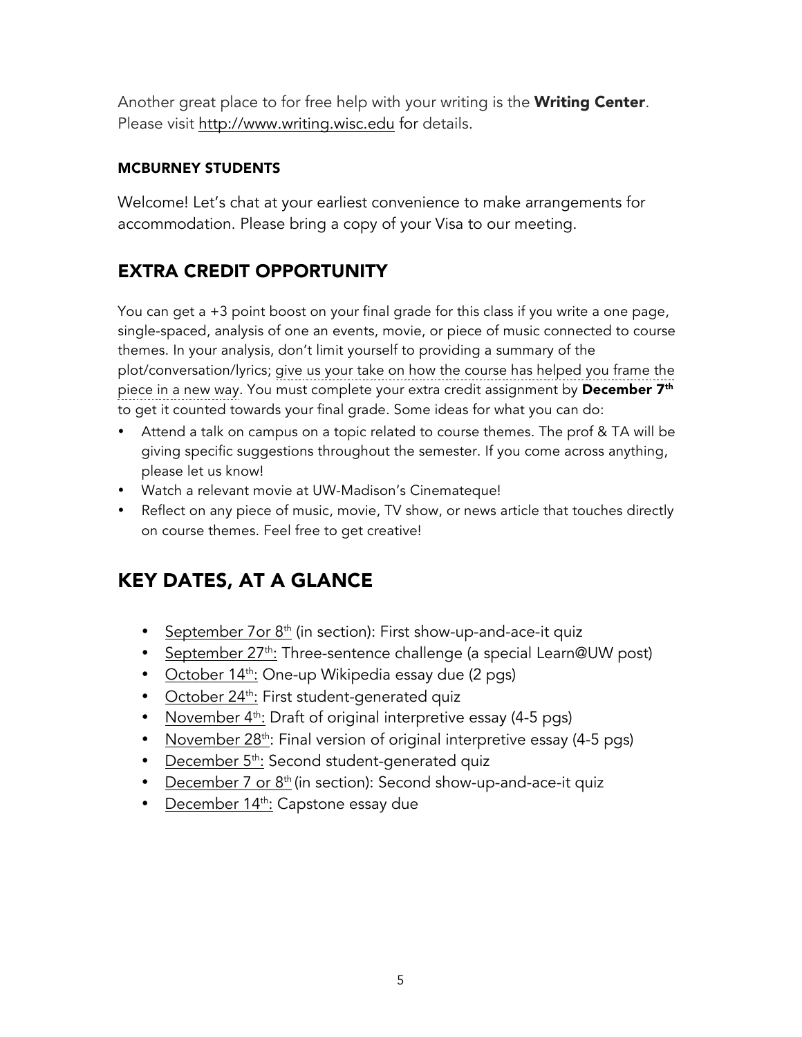Another great place to for free help with your writing is the **Writing Center**. Please visit http://www.writing.wisc.edu for details.

#### MCBURNEY STUDENTS

Welcome! Let's chat at your earliest convenience to make arrangements for accommodation. Please bring a copy of your Visa to our meeting.

## EXTRA CREDIT OPPORTUNITY

You can get a +3 point boost on your final grade for this class if you write a one page, single-spaced, analysis of one an events, movie, or piece of music connected to course themes. In your analysis, don't limit yourself to providing a summary of the plot/conversation/lyrics; give us your take on how the course has helped you frame the piece in a new way. You must complete your extra credit assignment by **December 7th** to get it counted towards your final grade. Some ideas for what you can do:

- Attend a talk on campus on a topic related to course themes. The prof & TA will be giving specific suggestions throughout the semester. If you come across anything, please let us know!
- Watch a relevant movie at UW-Madison's Cinemateque!
- Reflect on any piece of music, movie, TV show, or news article that touches directly on course themes. Feel free to get creative!

## KEY DATES, AT A GLANCE

- September 7or 8th (in section): First show-up-and-ace-it quiz
- September 27th: Three-sentence challenge (a special Learn@UW post)
- October 14th: One-up Wikipedia essay due (2 pgs)
- October 24th: First student-generated quiz
- November 4th: Draft of original interpretive essay (4-5 pgs)
- November 28th: Final version of original interpretive essay (4-5 pgs)
- December 5th: Second student-generated quiz
- December 7 or 8th (in section): Second show-up-and-ace-it quiz
- December 14th: Capstone essay due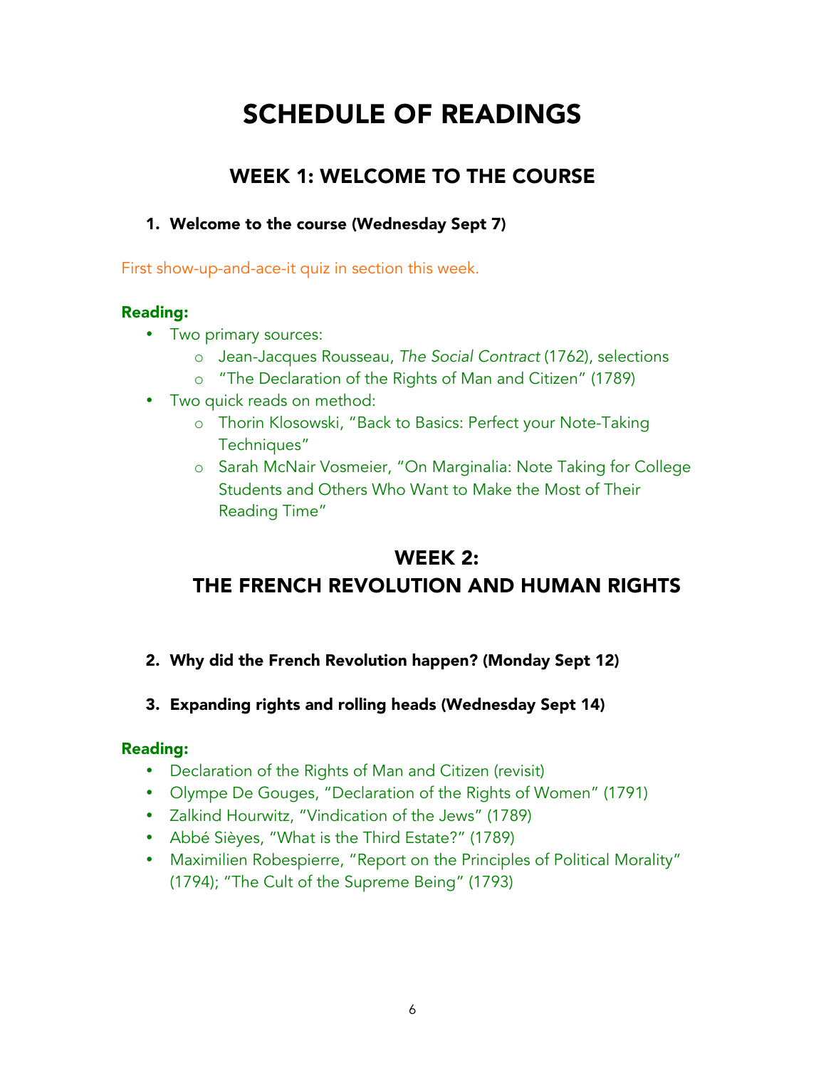# SCHEDULE OF READINGS

## WEEK 1: WELCOME TO THE COURSE

1. **Welcome to the course (Wednesday Sept 7)**

First show-up-and-ace-it quiz in section this week.

**Reading:**

- Two primary sources:
  - Jean-Jacques Rousseau, *The Social Contract* (1762), selections
  - "The Declaration of the Rights of Man and Citizen" (1789)
- Two quick reads on method:
  - Thorin Klosowski, "Back to Basics: Perfect your Note-Taking Techniques"
  - Sarah McNair Vosmeier, "On Marginalia: Note Taking for College Students and Others Who Want to Make the Most of Their Reading Time"

## WEEK 2: THE FRENCH REVOLUTION AND HUMAN RIGHTS

2. **Why did the French Revolution happen? (Monday Sept 12)**

3. **Expanding rights and rolling heads (Wednesday Sept 14)**

**Reading:**

- Declaration of the Rights of Man and Citizen (revisit)
- Olympe De Gouges, "Declaration of the Rights of Women" (1791)
- Zalkind Hourwitz, "Vindication of the Jews" (1789)
- Abbé Sièyes, "What is the Third Estate?" (1789)
- Maximilien Robespierre, "Report on the Principles of Political Morality" (1794); "The Cult of the Supreme Being" (1793)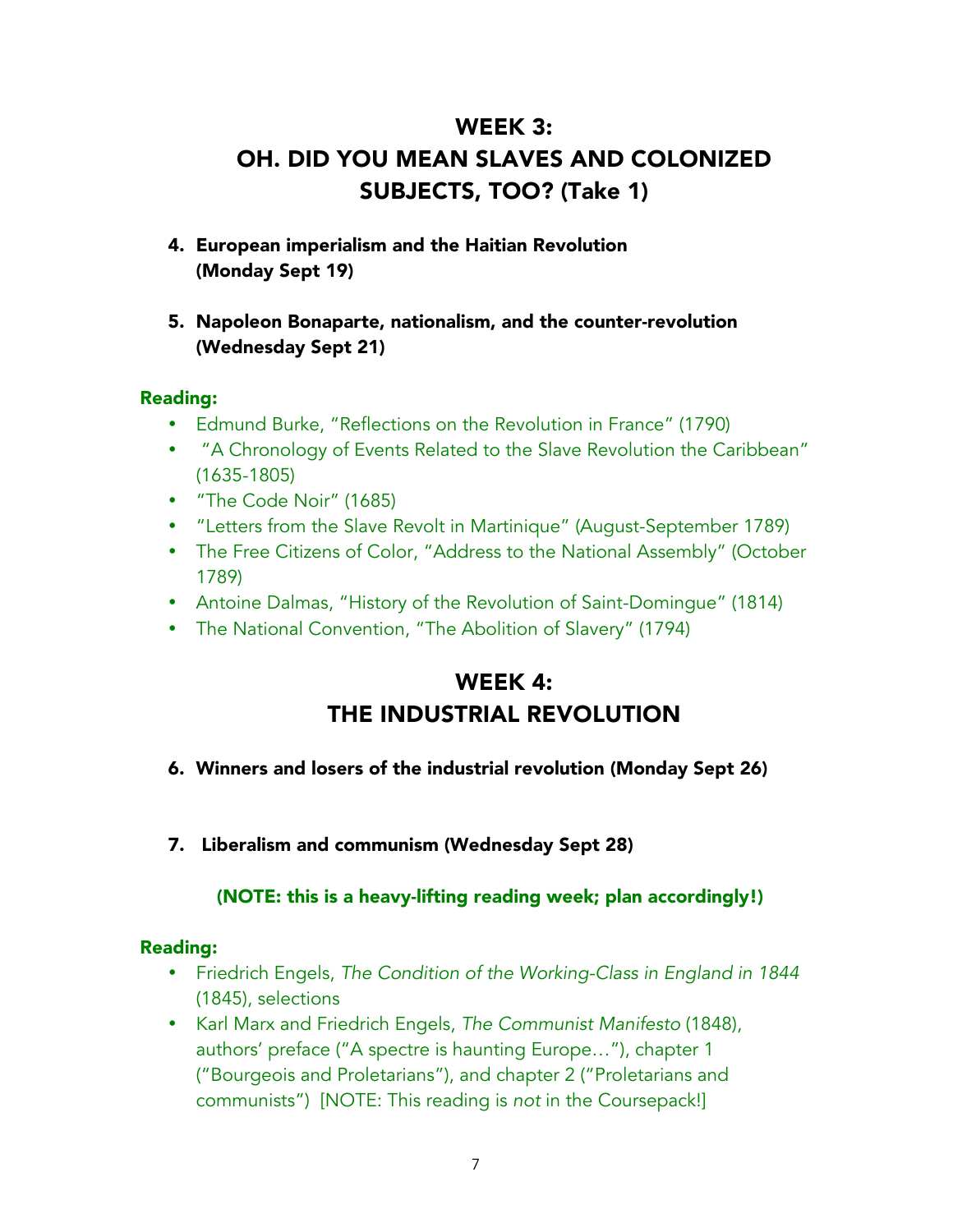# WEEK 3:
# OH. DID YOU MEAN SLAVES AND COLONIZED SUBJECTS, TOO? (Take 1)

4. **European imperialism and the Haitian Revolution (Monday Sept 19)**

5. **Napoleon Bonaparte, nationalism, and the counter-revolution (Wednesday Sept 21)**

**Reading:**

- Edmund Burke, "Reflections on the Revolution in France" (1790)
- "A Chronology of Events Related to the Slave Revolution the Caribbean" (1635-1805)
- "The Code Noir" (1685)
- "Letters from the Slave Revolt in Martinique" (August-September 1789)
- The Free Citizens of Color, "Address to the National Assembly" (October 1789)
- Antoine Dalmas, "History of the Revolution of Saint-Domingue" (1814)
- The National Convention, "The Abolition of Slavery" (1794)

# WEEK 4:
# THE INDUSTRIAL REVOLUTION

6. **Winners and losers of the industrial revolution (Monday Sept 26)**

7. **Liberalism and communism (Wednesday Sept 28)**

**(NOTE: this is a heavy-lifting reading week; plan accordingly!)**

**Reading:**

- Friedrich Engels, *The Condition of the Working-Class in England in 1844* (1845), selections
- Karl Marx and Friedrich Engels, *The Communist Manifesto* (1848), authors' preface ("A spectre is haunting Europe…"), chapter 1 ("Bourgeois and Proletarians"), and chapter 2 ("Proletarians and communists") [NOTE: This reading is *not* in the Coursepack!]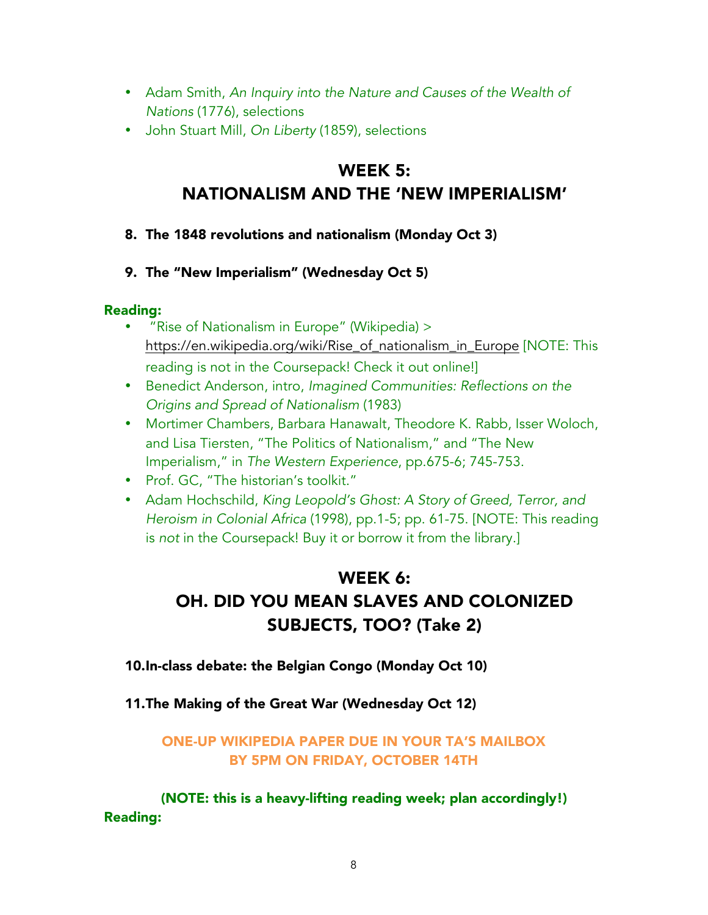- Adam Smith, *An Inquiry into the Nature and Causes of the Wealth of Nations* (1776), selections
- John Stuart Mill, *On Liberty* (1859), selections

## WEEK 5: NATIONALISM AND THE 'NEW IMPERIALISM'

**8. The 1848 revolutions and nationalism (Monday Oct 3)**

**9. The "New Imperialism" (Wednesday Oct 5)**

**Reading:**

- "Rise of Nationalism in Europe" (Wikipedia) > https://en.wikipedia.org/wiki/Rise_of_nationalism_in_Europe [NOTE: This reading is not in the Coursepack! Check it out online!]
- Benedict Anderson, intro, *Imagined Communities: Reflections on the Origins and Spread of Nationalism* (1983)
- Mortimer Chambers, Barbara Hanawalt, Theodore K. Rabb, Isser Woloch, and Lisa Tiersten, "The Politics of Nationalism," and "The New Imperialism," in *The Western Experience*, pp.675-6; 745-753.
- Prof. GC, "The historian's toolkit."
- Adam Hochschild, *King Leopold's Ghost: A Story of Greed, Terror, and Heroism in Colonial Africa* (1998), pp.1-5; pp. 61-75. [NOTE: This reading is *not* in the Coursepack! Buy it or borrow it from the library.]

## WEEK 6: OH. DID YOU MEAN SLAVES AND COLONIZED SUBJECTS, TOO? (Take 2)

**10. In-class debate: the Belgian Congo (Monday Oct 10)**

**11. The Making of the Great War (Wednesday Oct 12)**

**ONE-UP WIKIPEDIA PAPER DUE IN YOUR TA'S MAILBOX BY 5PM ON FRIDAY, OCTOBER 14TH**

**(NOTE: this is a heavy-lifting reading week; plan accordingly!)**

**Reading:**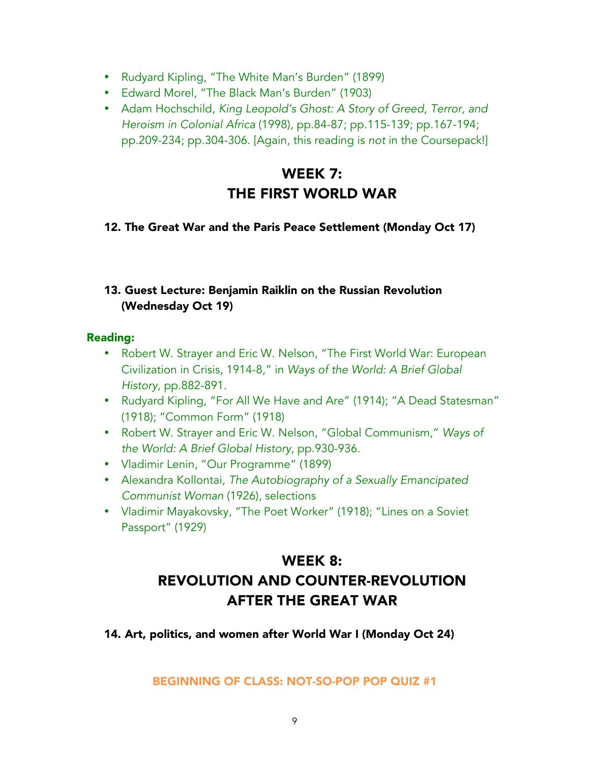- Rudyard Kipling, "The White Man's Burden" (1899)
- Edward Morel, "The Black Man's Burden" (1903)
- Adam Hochschild, *King Leopold's Ghost: A Story of Greed, Terror, and Heroism in Colonial Africa* (1998), pp.84-87; pp.115-139; pp.167-194; pp.209-234; pp.304-306. [Again, this reading is *not* in the Coursepack!]

## WEEK 7: THE FIRST WORLD WAR

### 12. The Great War and the Paris Peace Settlement (Monday Oct 17)

### 13. Guest Lecture: Benjamin Raiklin on the Russian Revolution (Wednesday Oct 19)

**Reading:**

- Robert W. Strayer and Eric W. Nelson, "The First World War: European Civilization in Crisis, 1914-8," in *Ways of the World: A Brief Global History*, pp.882-891.
- Rudyard Kipling, "For All We Have and Are" (1914); "A Dead Statesman" (1918); "Common Form" (1918)
- Robert W. Strayer and Eric W. Nelson, "Global Communism," *Ways of the World: A Brief Global History*, pp.930-936.
- Vladimir Lenin, "Our Programme" (1899)
- Alexandra Kollontai, *The Autobiography of a Sexually Emancipated Communist Woman* (1926), selections
- Vladimir Mayakovsky, "The Poet Worker" (1918); "Lines on a Soviet Passport" (1929)

## WEEK 8: REVOLUTION AND COUNTER-REVOLUTION AFTER THE GREAT WAR

### 14. Art, politics, and women after World War I (Monday Oct 24)

**BEGINNING OF CLASS: NOT-SO-POP POP QUIZ #1**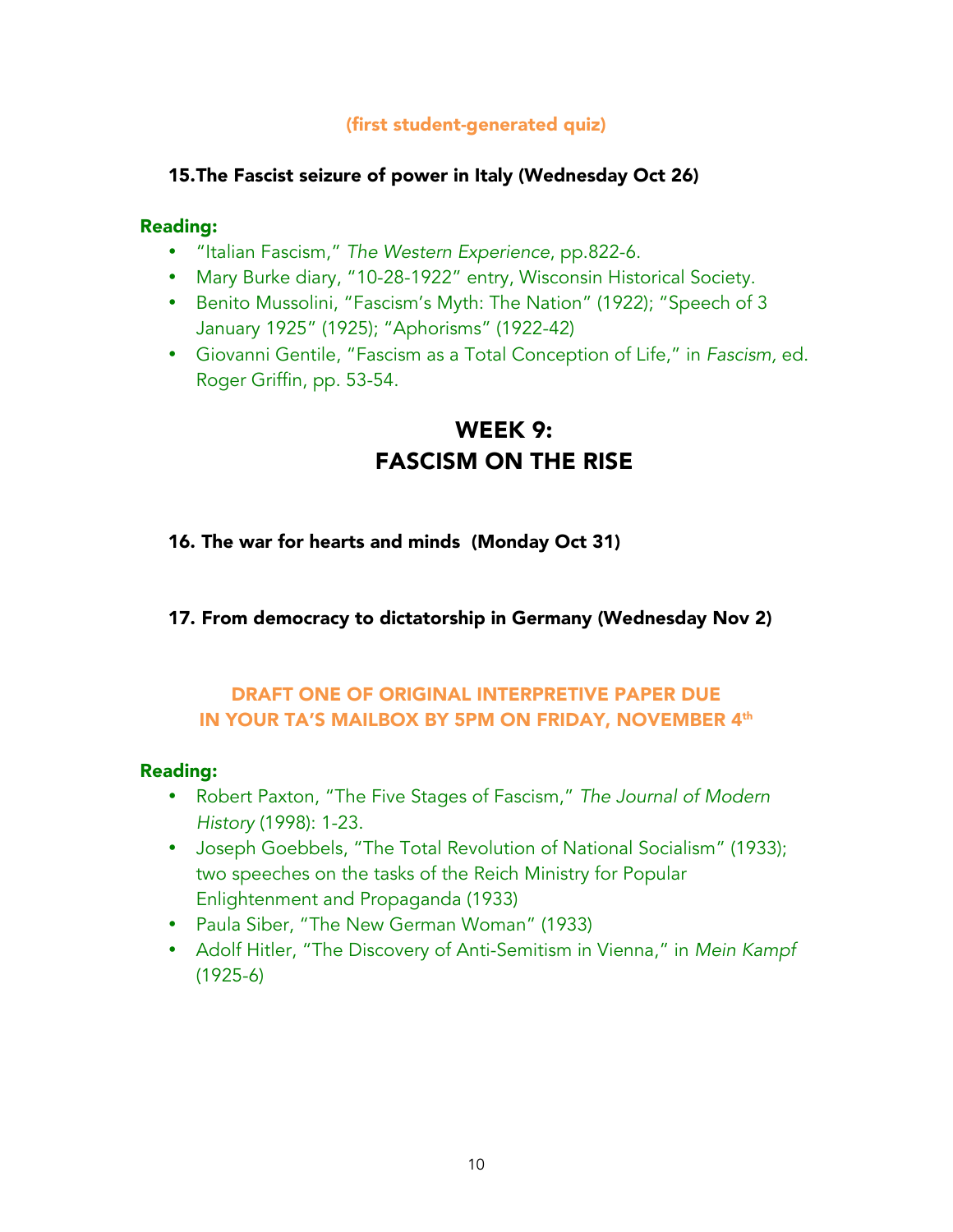**(first student-generated quiz)**

### 15. The Fascist seizure of power in Italy (Wednesday Oct 26)

**Reading:**

- "Italian Fascism," *The Western Experience*, pp.822-6.
- Mary Burke diary, "10-28-1922" entry, Wisconsin Historical Society.
- Benito Mussolini, "Fascism's Myth: The Nation" (1922); "Speech of 3 January 1925" (1925); "Aphorisms" (1922-42)
- Giovanni Gentile, "Fascism as a Total Conception of Life," in *Fascism,* ed. Roger Griffin, pp. 53-54.

## WEEK 9: FASCISM ON THE RISE

### 16. The war for hearts and minds (Monday Oct 31)

### 17. From democracy to dictatorship in Germany (Wednesday Nov 2)

**DRAFT ONE OF ORIGINAL INTERPRETIVE PAPER DUE IN YOUR TA'S MAILBOX BY 5PM ON FRIDAY, NOVEMBER 4th**

**Reading:**

- Robert Paxton, "The Five Stages of Fascism," *The Journal of Modern History* (1998): 1-23.
- Joseph Goebbels, "The Total Revolution of National Socialism" (1933); two speeches on the tasks of the Reich Ministry for Popular Enlightenment and Propaganda (1933)
- Paula Siber, "The New German Woman" (1933)
- Adolf Hitler, "The Discovery of Anti-Semitism in Vienna," in *Mein Kampf* (1925-6)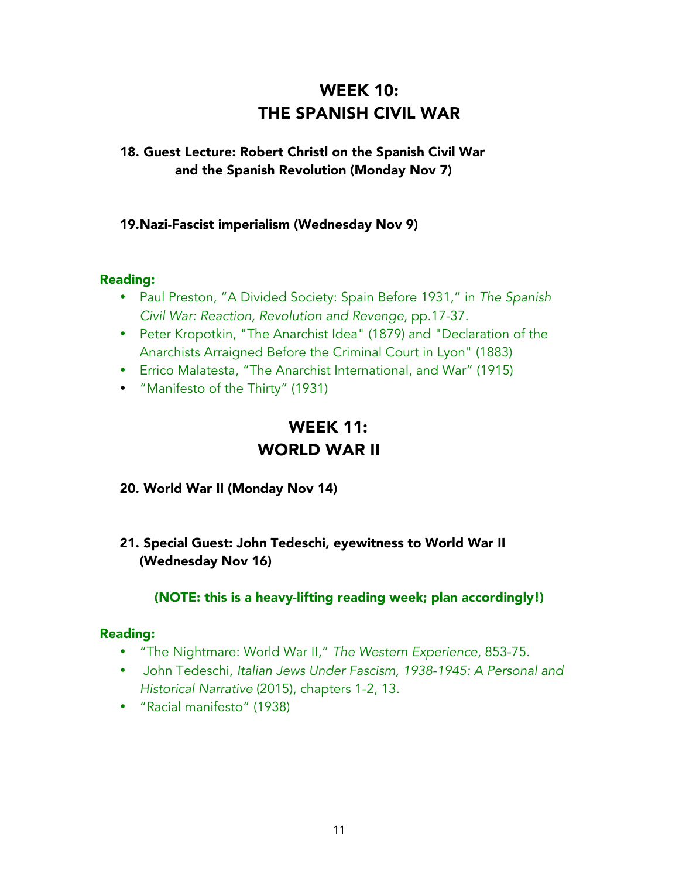# WEEK 10: THE SPANISH CIVIL WAR

### 18. Guest Lecture: Robert Christl on the Spanish Civil War and the Spanish Revolution (Monday Nov 7)

### 19.Nazi-Fascist imperialism (Wednesday Nov 9)

**Reading:**

- Paul Preston, "A Divided Society: Spain Before 1931," in *The Spanish Civil War: Reaction, Revolution and Revenge*, pp.17-37.
- Peter Kropotkin, "The Anarchist Idea" (1879) and "Declaration of the Anarchists Arraigned Before the Criminal Court in Lyon" (1883)
- Errico Malatesta, "The Anarchist International, and War" (1915)
- "Manifesto of the Thirty" (1931)

# WEEK 11: WORLD WAR II

### 20. World War II (Monday Nov 14)

### 21. Special Guest: John Tedeschi, eyewitness to World War II (Wednesday Nov 16)

**(NOTE: this is a heavy-lifting reading week; plan accordingly!)**

**Reading:**

- "The Nightmare: World War II," *The Western Experience*, 853-75.
- John Tedeschi, *Italian Jews Under Fascism, 1938-1945: A Personal and Historical Narrative* (2015), chapters 1-2, 13.
- "Racial manifesto" (1938)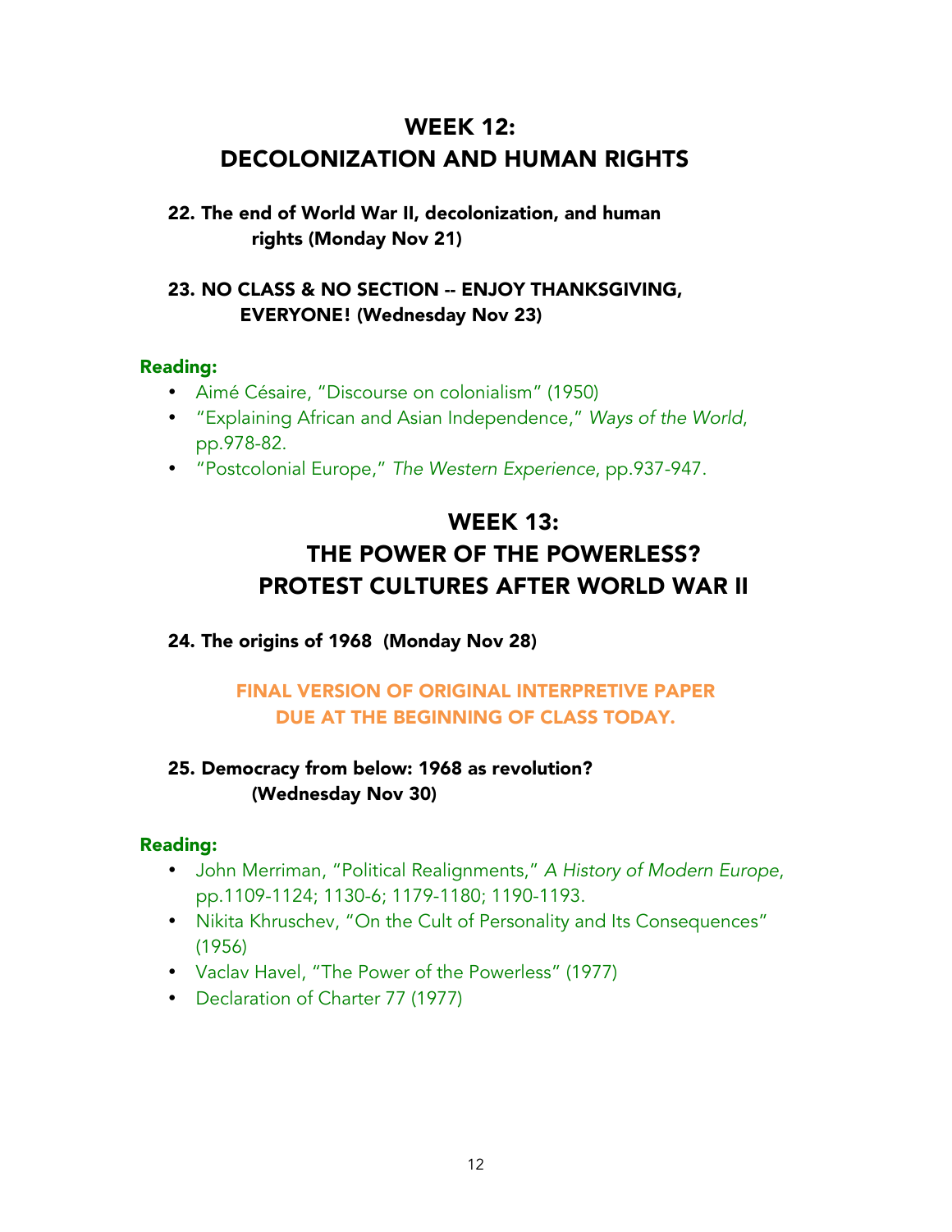## WEEK 12:
## DECOLONIZATION AND HUMAN RIGHTS

### 22. The end of World War II, decolonization, and human rights (Monday Nov 21)

### 23. NO CLASS & NO SECTION -- ENJOY THANKSGIVING, EVERYONE! (Wednesday Nov 23)

**Reading:**

- Aimé Césaire, "Discourse on colonialism" (1950)
- "Explaining African and Asian Independence," *Ways of the World*, pp.978-82.
- "Postcolonial Europe," *The Western Experience*, pp.937-947.

## WEEK 13:
## THE POWER OF THE POWERLESS?
## PROTEST CULTURES AFTER WORLD WAR II

### 24. The origins of 1968 (Monday Nov 28)

**FINAL VERSION OF ORIGINAL INTERPRETIVE PAPER DUE AT THE BEGINNING OF CLASS TODAY.**

### 25. Democracy from below: 1968 as revolution? (Wednesday Nov 30)

**Reading:**

- John Merriman, "Political Realignments," *A History of Modern Europe*, pp.1109-1124; 1130-6; 1179-1180; 1190-1193.
- Nikita Khruschev, "On the Cult of Personality and Its Consequences" (1956)
- Vaclav Havel, "The Power of the Powerless" (1977)
- Declaration of Charter 77 (1977)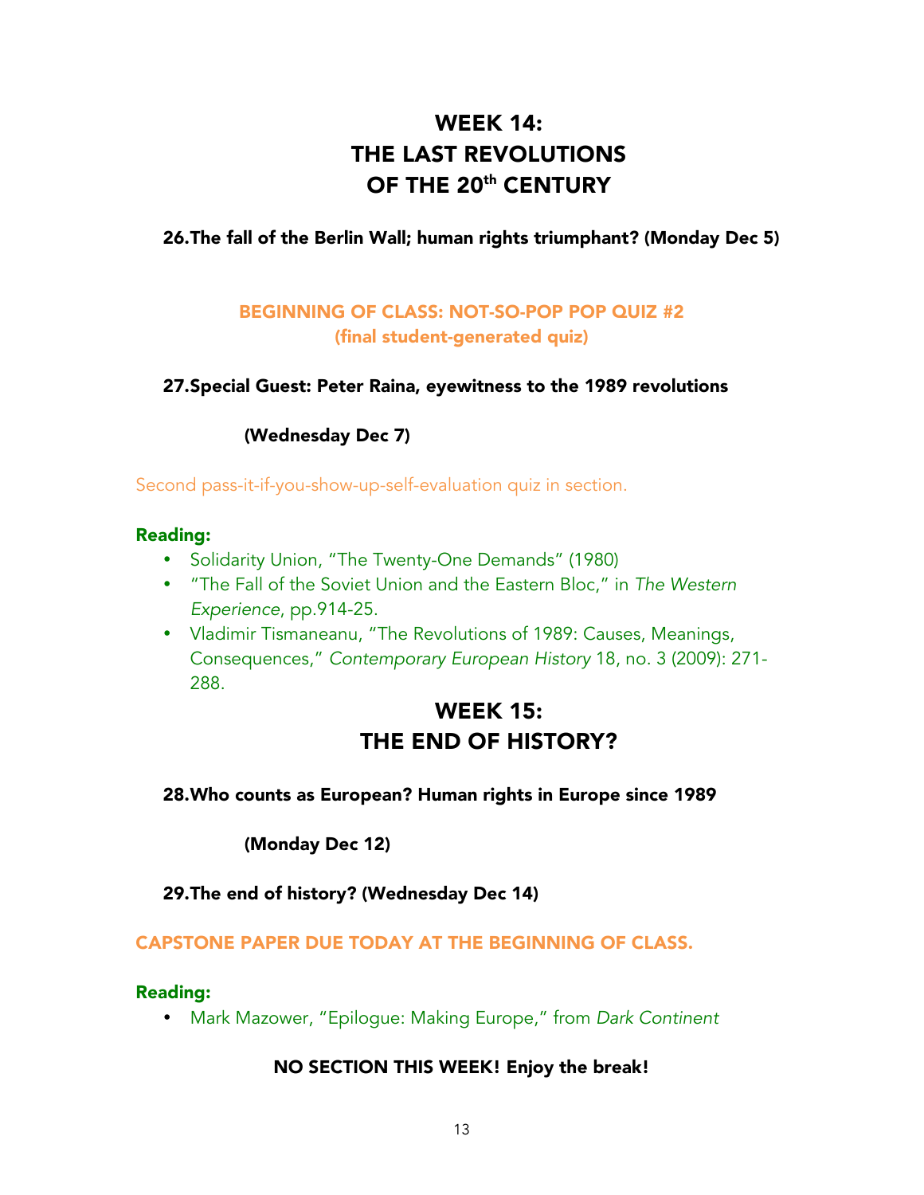# WEEK 14: THE LAST REVOLUTIONS OF THE 20th CENTURY

**26. The fall of the Berlin Wall; human rights triumphant? (Monday Dec 5)**

**BEGINNING OF CLASS: NOT-SO-POP POP QUIZ #2**
**(final student-generated quiz)**

**27. Special Guest: Peter Raina, eyewitness to the 1989 revolutions**

**(Wednesday Dec 7)**

Second pass-it-if-you-show-up-self-evaluation quiz in section.

**Reading:**

- Solidarity Union, "The Twenty-One Demands" (1980)
- "The Fall of the Soviet Union and the Eastern Bloc," in *The Western Experience*, pp.914-25.
- Vladimir Tismaneanu, "The Revolutions of 1989: Causes, Meanings, Consequences," *Contemporary European History* 18, no. 3 (2009): 271-288.

# WEEK 15: THE END OF HISTORY?

**28. Who counts as European? Human rights in Europe since 1989**

**(Monday Dec 12)**

**29. The end of history? (Wednesday Dec 14)**

**CAPSTONE PAPER DUE TODAY AT THE BEGINNING OF CLASS.**

**Reading:**

- Mark Mazower, "Epilogue: Making Europe," from *Dark Continent*

**NO SECTION THIS WEEK! Enjoy the break!**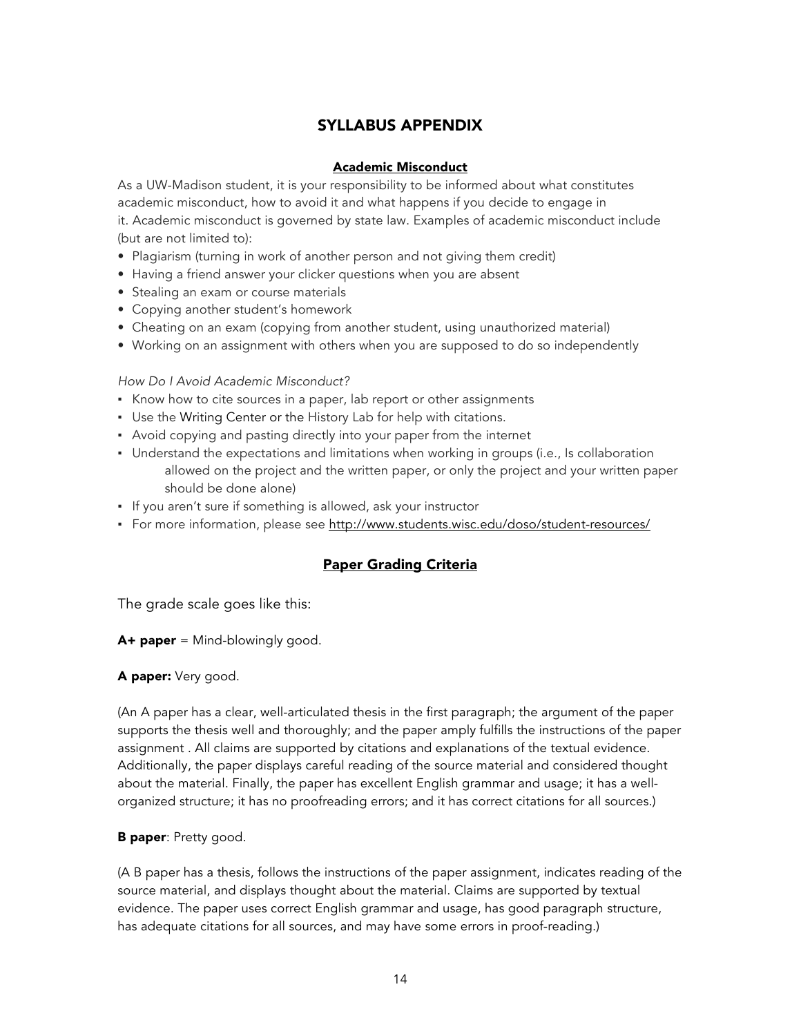# SYLLABUS APPENDIX

## Academic Misconduct

As a UW-Madison student, it is your responsibility to be informed about what constitutes academic misconduct, how to avoid it and what happens if you decide to engage in it. Academic misconduct is governed by state law. Examples of academic misconduct include (but are not limited to):

- Plagiarism (turning in work of another person and not giving them credit)
- Having a friend answer your clicker questions when you are absent
- Stealing an exam or course materials
- Copying another student's homework
- Cheating on an exam (copying from another student, using unauthorized material)
- Working on an assignment with others when you are supposed to do so independently

*How Do I Avoid Academic Misconduct?*

- Know how to cite sources in a paper, lab report or other assignments
- Use the Writing Center or the History Lab for help with citations.
- Avoid copying and pasting directly into your paper from the internet
- Understand the expectations and limitations when working in groups (i.e., Is collaboration allowed on the project and the written paper, or only the project and your written paper should be done alone)
- If you aren't sure if something is allowed, ask your instructor
- For more information, please see http://www.students.wisc.edu/doso/student-resources/

## Paper Grading Criteria

The grade scale goes like this:

**A+ paper** = Mind-blowingly good.

**A paper:** Very good.

(An A paper has a clear, well-articulated thesis in the first paragraph; the argument of the paper supports the thesis well and thoroughly; and the paper amply fulfills the instructions of the paper assignment . All claims are supported by citations and explanations of the textual evidence. Additionally, the paper displays careful reading of the source material and considered thought about the material. Finally, the paper has excellent English grammar and usage; it has a well-organized structure; it has no proofreading errors; and it has correct citations for all sources.)

**B paper**: Pretty good.

(A B paper has a thesis, follows the instructions of the paper assignment, indicates reading of the source material, and displays thought about the material. Claims are supported by textual evidence. The paper uses correct English grammar and usage, has good paragraph structure, has adequate citations for all sources, and may have some errors in proof-reading.)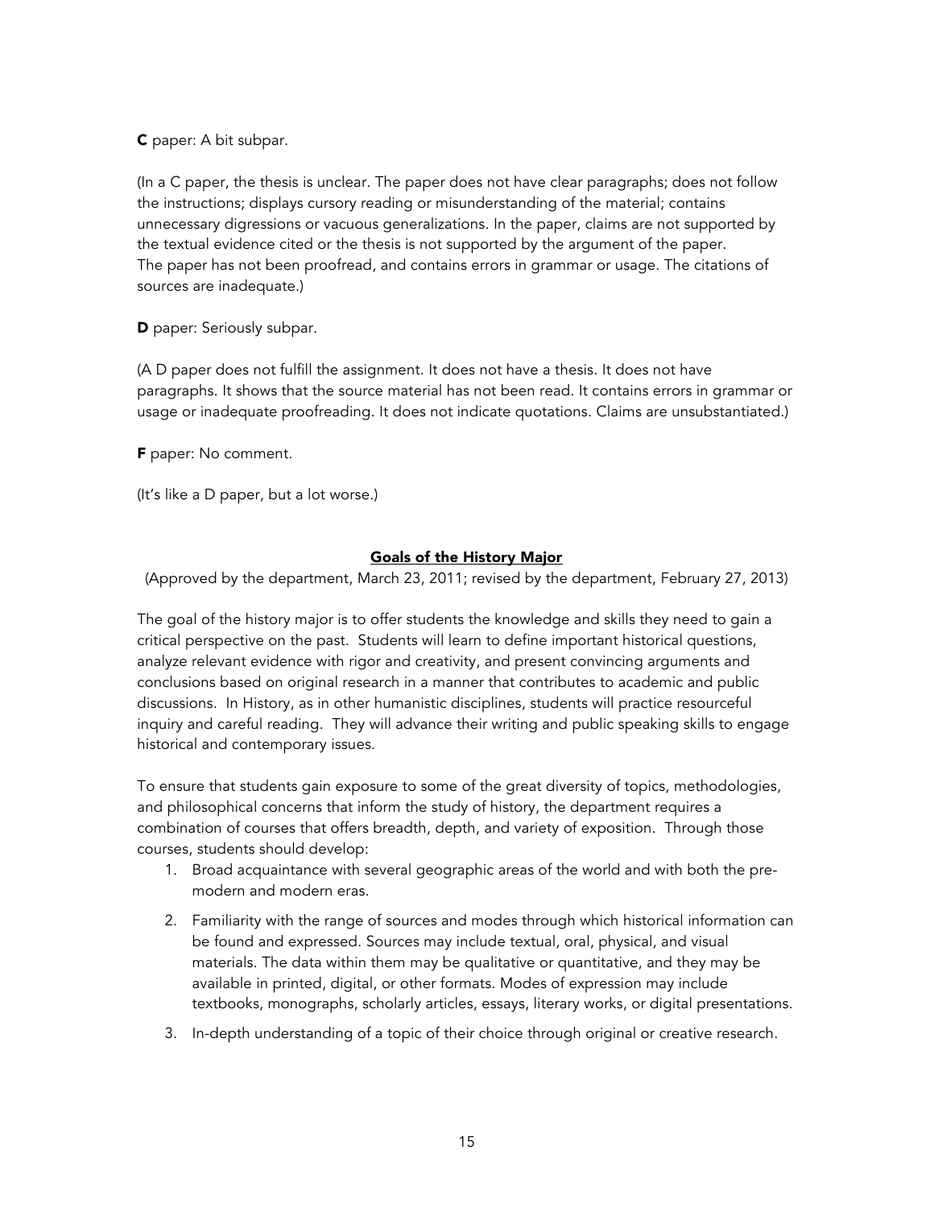**C** paper: A bit subpar.

(In a C paper, the thesis is unclear. The paper does not have clear paragraphs; does not follow the instructions; displays cursory reading or misunderstanding of the material; contains unnecessary digressions or vacuous generalizations. In the paper, claims are not supported by the textual evidence cited or the thesis is not supported by the argument of the paper. The paper has not been proofread, and contains errors in grammar or usage. The citations of sources are inadequate.)

**D** paper: Seriously subpar.

(A D paper does not fulfill the assignment. It does not have a thesis. It does not have paragraphs. It shows that the source material has not been read. It contains errors in grammar or usage or inadequate proofreading. It does not indicate quotations. Claims are unsubstantiated.)

**F** paper: No comment.

(It's like a D paper, but a lot worse.)

## Goals of the History Major

(Approved by the department, March 23, 2011; revised by the department, February 27, 2013)

The goal of the history major is to offer students the knowledge and skills they need to gain a critical perspective on the past. Students will learn to define important historical questions, analyze relevant evidence with rigor and creativity, and present convincing arguments and conclusions based on original research in a manner that contributes to academic and public discussions. In History, as in other humanistic disciplines, students will practice resourceful inquiry and careful reading. They will advance their writing and public speaking skills to engage historical and contemporary issues.

To ensure that students gain exposure to some of the great diversity of topics, methodologies, and philosophical concerns that inform the study of history, the department requires a combination of courses that offers breadth, depth, and variety of exposition. Through those courses, students should develop:

1. Broad acquaintance with several geographic areas of the world and with both the pre-modern and modern eras.
2. Familiarity with the range of sources and modes through which historical information can be found and expressed. Sources may include textual, oral, physical, and visual materials. The data within them may be qualitative or quantitative, and they may be available in printed, digital, or other formats. Modes of expression may include textbooks, monographs, scholarly articles, essays, literary works, or digital presentations.
3. In-depth understanding of a topic of their choice through original or creative research.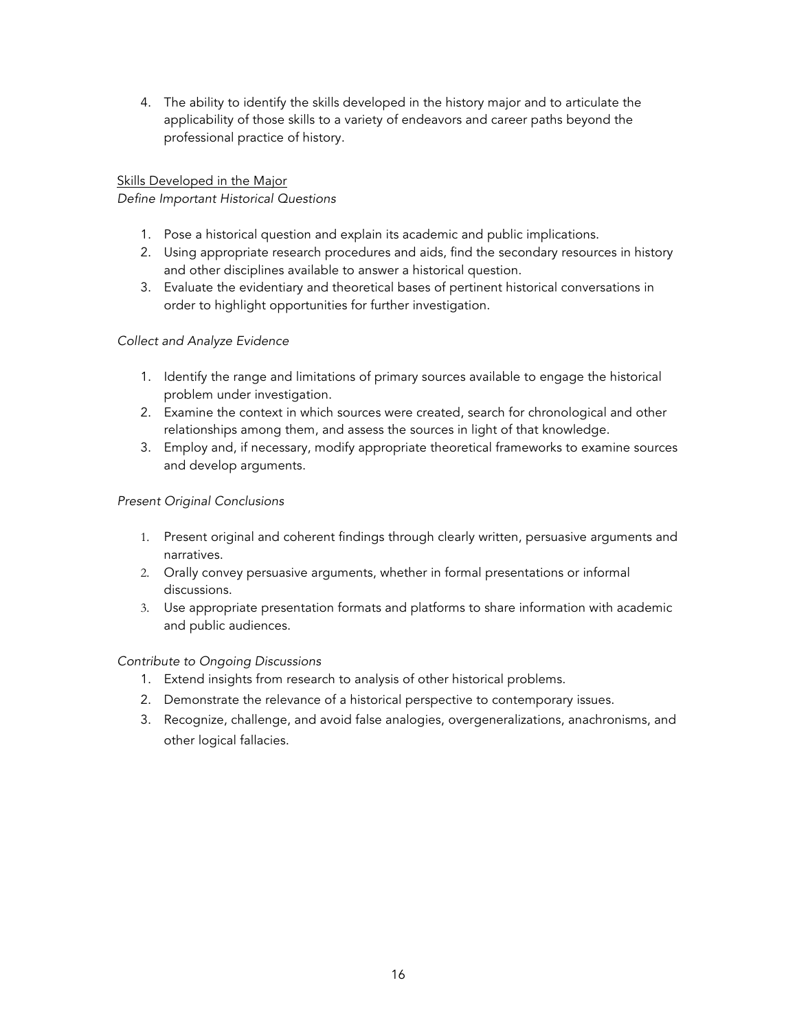4. The ability to identify the skills developed in the history major and to articulate the applicability of those skills to a variety of endeavors and career paths beyond the professional practice of history.

Skills Developed in the Major

*Define Important Historical Questions*

1. Pose a historical question and explain its academic and public implications.
2. Using appropriate research procedures and aids, find the secondary resources in history and other disciplines available to answer a historical question.
3. Evaluate the evidentiary and theoretical bases of pertinent historical conversations in order to highlight opportunities for further investigation.

*Collect and Analyze Evidence*

1. Identify the range and limitations of primary sources available to engage the historical problem under investigation.
2. Examine the context in which sources were created, search for chronological and other relationships among them, and assess the sources in light of that knowledge.
3. Employ and, if necessary, modify appropriate theoretical frameworks to examine sources and develop arguments.

*Present Original Conclusions*

1. Present original and coherent findings through clearly written, persuasive arguments and narratives.
2. Orally convey persuasive arguments, whether in formal presentations or informal discussions.
3. Use appropriate presentation formats and platforms to share information with academic and public audiences.

*Contribute to Ongoing Discussions*

1. Extend insights from research to analysis of other historical problems.
2. Demonstrate the relevance of a historical perspective to contemporary issues.
3. Recognize, challenge, and avoid false analogies, overgeneralizations, anachronisms, and other logical fallacies.